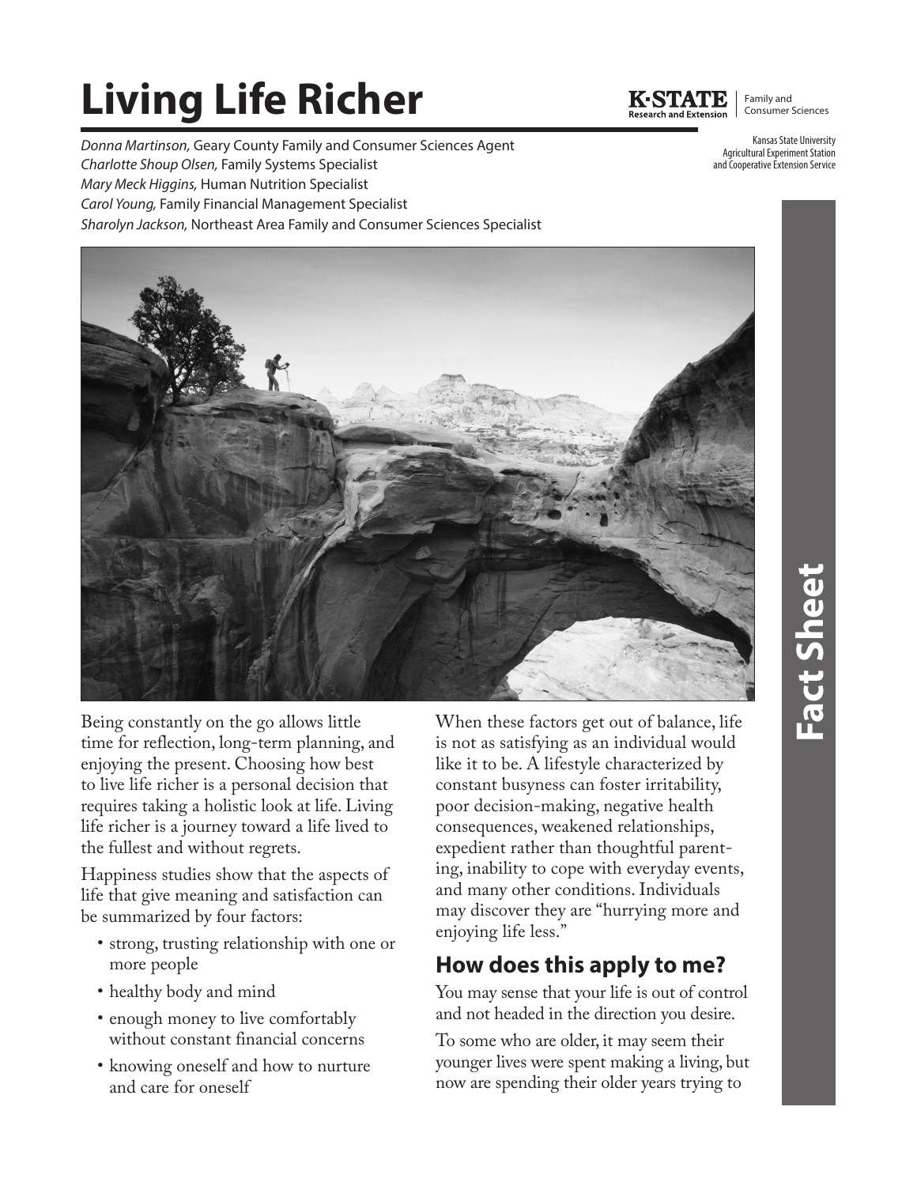# Living Life Richer

K·STATE Research and Extension | Family and Consumer Sciences

Kansas State University Agricultural Experiment Station and Cooperative Extension Service

*Donna Martinson,* Geary County Family and Consumer Sciences Agent
*Charlotte Shoup Olsen,* Family Systems Specialist
*Mary Meck Higgins,* Human Nutrition Specialist
*Carol Young,* Family Financial Management Specialist
*Sharolyn Jackson,* Northeast Area Family and Consumer Sciences Specialist

**Fact Sheet**

Being constantly on the go allows little time for reflection, long-term planning, and enjoying the present. Choosing how best to live life richer is a personal decision that requires taking a holistic look at life. Living life richer is a journey toward a life lived to the fullest and without regrets.

Happiness studies show that the aspects of life that give meaning and satisfaction can be summarized by four factors:

- strong, trusting relationship with one or more people
- healthy body and mind
- enough money to live comfortably without constant financial concerns
- knowing oneself and how to nurture and care for oneself

When these factors get out of balance, life is not as satisfying as an individual would like it to be. A lifestyle characterized by constant busyness can foster irritability, poor decision-making, negative health consequences, weakened relationships, expedient rather than thoughtful parenting, inability to cope with everyday events, and many other conditions. Individuals may discover they are "hurrying more and enjoying life less."

## How does this apply to me?

You may sense that your life is out of control and not headed in the direction you desire.

To some who are older, it may seem their younger lives were spent making a living, but now are spending their older years trying to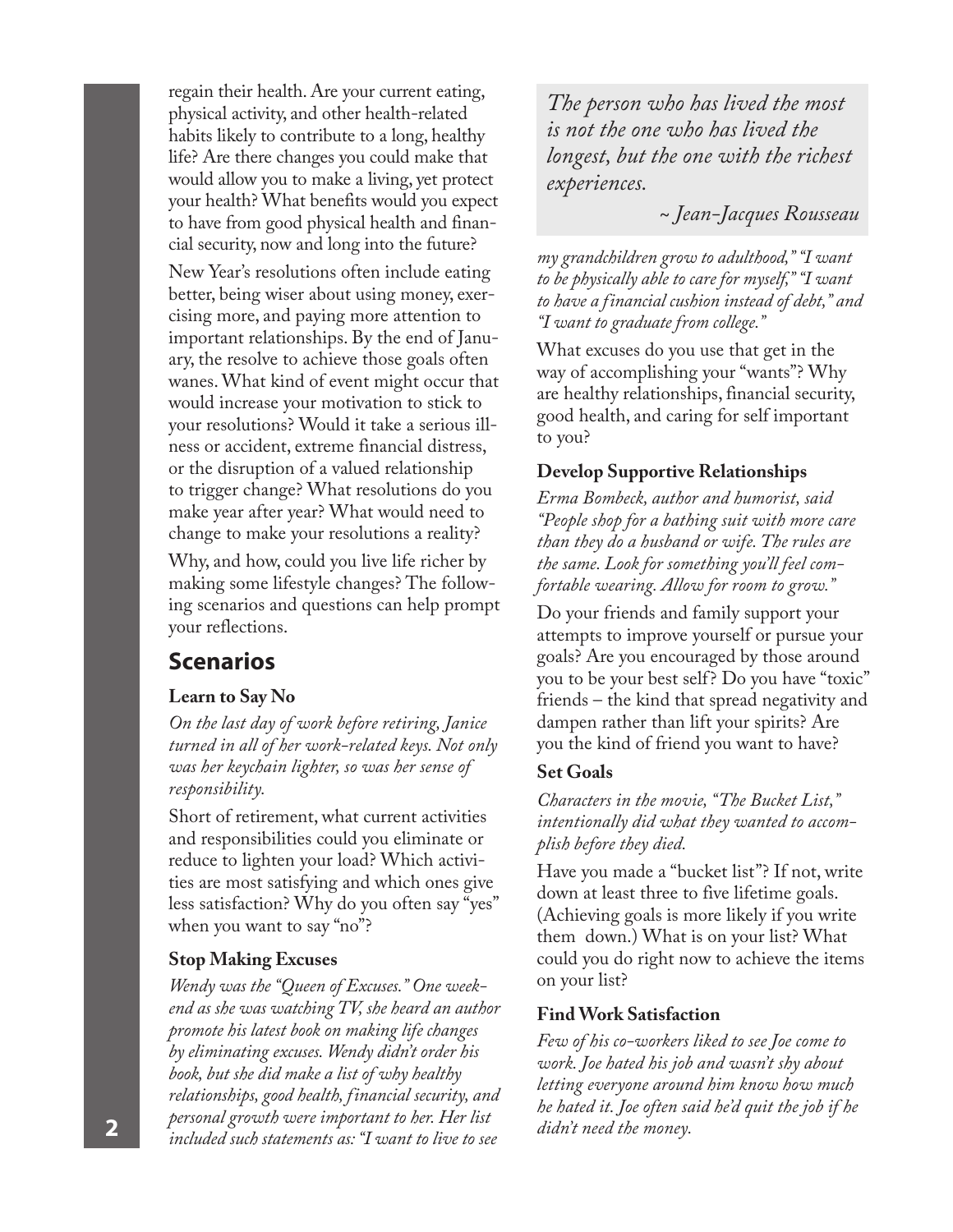regain their health. Are your current eating, physical activity, and other health-related habits likely to contribute to a long, healthy life? Are there changes you could make that would allow you to make a living, yet protect your health? What benefits would you expect to have from good physical health and financial security, now and long into the future?

New Year's resolutions often include eating better, being wiser about using money, exercising more, and paying more attention to important relationships. By the end of January, the resolve to achieve those goals often wanes. What kind of event might occur that would increase your motivation to stick to your resolutions? Would it take a serious illness or accident, extreme financial distress, or the disruption of a valued relationship to trigger change? What resolutions do you make year after year? What would need to change to make your resolutions a reality?

Why, and how, could you live life richer by making some lifestyle changes? The following scenarios and questions can help prompt your reflections.

> *The person who has lived the most is not the one who has lived the longest, but the one with the richest experiences.*
>
> *~ Jean-Jacques Rousseau*

## Scenarios

### Learn to Say No

*On the last day of work before retiring, Janice turned in all of her work-related keys. Not only was her keychain lighter, so was her sense of responsibility.*

Short of retirement, what current activities and responsibilities could you eliminate or reduce to lighten your load? Which activities are most satisfying and which ones give less satisfaction? Why do you often say "yes" when you want to say "no"?

### Stop Making Excuses

*Wendy was the "Queen of Excuses." One weekend as she was watching TV, she heard an author promote his latest book on making life changes by eliminating excuses. Wendy didn't order his book, but she did make a list of why healthy relationships, good health, financial security, and personal growth were important to her. Her list included such statements as: "I want to live to see my grandchildren grow to adulthood," "I want to be physically able to care for myself," "I want to have a financial cushion instead of debt," and "I want to graduate from college."*

What excuses do you use that get in the way of accomplishing your "wants"? Why are healthy relationships, financial security, good health, and caring for self important to you?

### Develop Supportive Relationships

*Erma Bombeck, author and humorist, said "People shop for a bathing suit with more care than they do a husband or wife. The rules are the same. Look for something you'll feel comfortable wearing. Allow for room to grow."*

Do your friends and family support your attempts to improve yourself or pursue your goals? Are you encouraged by those around you to be your best self? Do you have "toxic" friends – the kind that spread negativity and dampen rather than lift your spirits? Are you the kind of friend you want to have?

### Set Goals

*Characters in the movie, "The Bucket List," intentionally did what they wanted to accomplish before they died.*

Have you made a "bucket list"? If not, write down at least three to five lifetime goals. (Achieving goals is more likely if you write them down.) What is on your list? What could you do right now to achieve the items on your list?

### Find Work Satisfaction

*Few of his co-workers liked to see Joe come to work. Joe hated his job and wasn't shy about letting everyone around him know how much he hated it. Joe often said he'd quit the job if he didn't need the money.*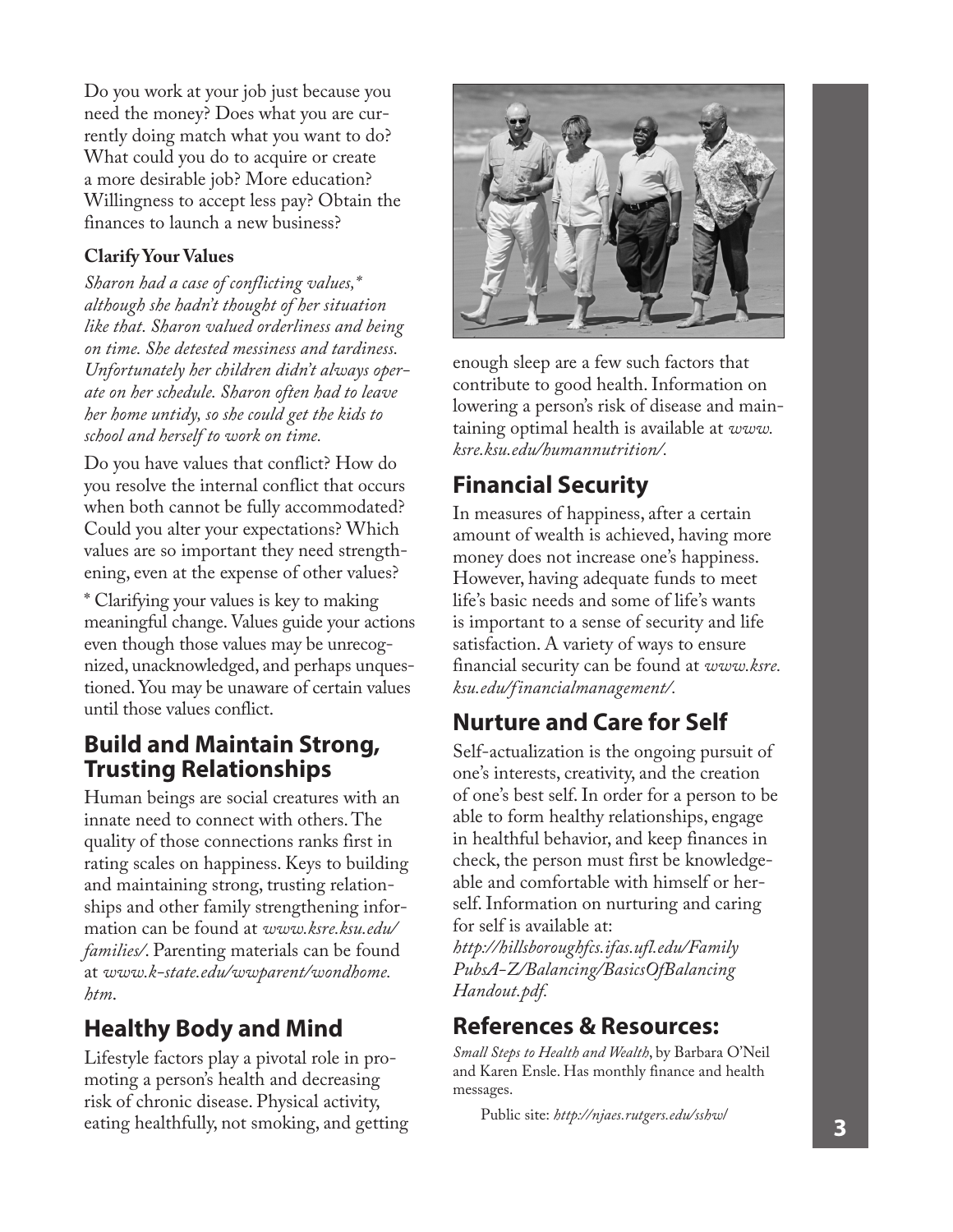Do you work at your job just because you need the money? Does what you are currently doing match what you want to do? What could you do to acquire or create a more desirable job? More education? Willingness to accept less pay? Obtain the finances to launch a new business?

### Clarify Your Values

*Sharon had a case of conflicting values,* *although she hadn't thought of her situation like that. Sharon valued orderliness and being on time. She detested messiness and tardiness. Unfortunately her children didn't always operate on her schedule. Sharon often had to leave her home untidy, so she could get the kids to school and herself to work on time.*

Do you have values that conflict? How do you resolve the internal conflict that occurs when both cannot be fully accommodated? Could you alter your expectations? Which values are so important they need strengthening, even at the expense of other values?

\* Clarifying your values is key to making meaningful change. Values guide your actions even though those values may be unrecognized, unacknowledged, and perhaps unquestioned. You may be unaware of certain values until those values conflict.

## Build and Maintain Strong, Trusting Relationships

Human beings are social creatures with an innate need to connect with others. The quality of those connections ranks first in rating scales on happiness. Keys to building and maintaining strong, trusting relationships and other family strengthening information can be found at *www.ksre.ksu.edu/families/*. Parenting materials can be found at *www.k-state.edu/wwparent/wondhome.htm*.

## Healthy Body and Mind

Lifestyle factors play a pivotal role in promoting a person's health and decreasing risk of chronic disease. Physical activity, eating healthfully, not smoking, and getting enough sleep are a few such factors that contribute to good health. Information on lowering a person's risk of disease and maintaining optimal health is available at *www.ksre.ksu.edu/humannutrition/*.

## Financial Security

In measures of happiness, after a certain amount of wealth is achieved, having more money does not increase one's happiness. However, having adequate funds to meet life's basic needs and some of life's wants is important to a sense of security and life satisfaction. A variety of ways to ensure financial security can be found at *www.ksre.ksu.edu/financialmanagement/*.

## Nurture and Care for Self

Self-actualization is the ongoing pursuit of one's interests, creativity, and the creation of one's best self. In order for a person to be able to form healthy relationships, engage in healthful behavior, and keep finances in check, the person must first be knowledgeable and comfortable with himself or herself. Information on nurturing and caring for self is available at:
*http://hillsboroughfcs.ifas.ufl.edu/FamilyPubsA-Z/Balancing/BasicsOfBalancingHandout.pdf.*

## References & Resources:

*Small Steps to Health and Wealth*, by Barbara O'Neil and Karen Ensle. Has monthly finance and health messages.

Public site: *http://njaes.rutgers.edu/sshw/*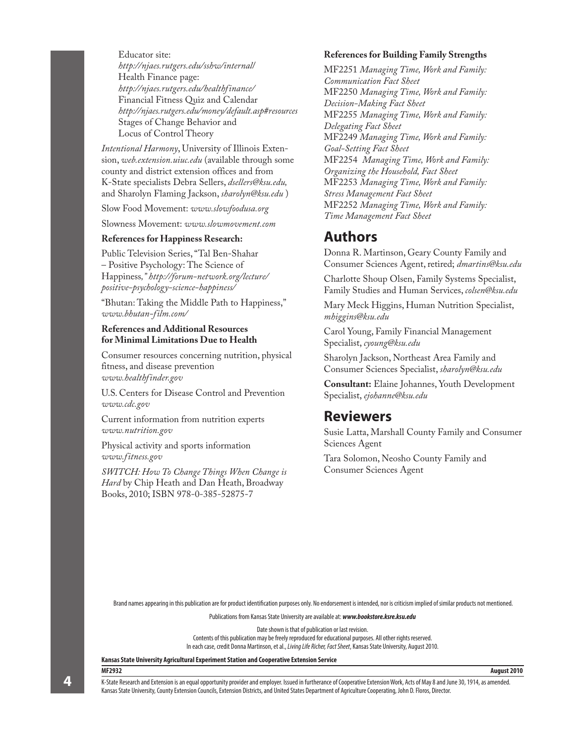Educator site:
*http://njaes.rutgers.edu/sshw/internal/*
Health Finance page:
*http://njaes.rutgers.edu/healthfinance/*
Financial Fitness Quiz and Calendar
*http://njaes.rutgers.edu/money/default.asp#resources*
Stages of Change Behavior and
Locus of Control Theory

*Intentional Harmony*, University of Illinois Extension, *web.extension.uiuc.edu* (available through some county and district extension offices and from K-State specialists Debra Sellers, *dsellers@ksu.edu,* and Sharolyn Flaming Jackson, *sharolyn@ksu.edu* )

Slow Food Movement: *www.slowfoodusa.org*

Slowness Movement: *www.slowmovement.com*

**References for Happiness Research:**

Public Television Series, "Tal Ben-Shahar – Positive Psychology: The Science of Happiness*," http://forum-network.org/lecture/positive-psychology-science-happiness/*

"Bhutan: Taking the Middle Path to Happiness," *www.bhutan-film.com/*

**References and Additional Resources for Minimal Limitations Due to Health**

Consumer resources concerning nutrition, physical fitness, and disease prevention
*www.healthfinder.gov*

U.S. Centers for Disease Control and Prevention
*www.cdc.gov*

Current information from nutrition experts
*www.nutrition.gov*

Physical activity and sports information
*www.fitness.gov*

*SWITCH: How To Change Things When Change is Hard* by Chip Heath and Dan Heath, Broadway Books, 2010; ISBN 978-0-385-52875-7

**References for Building Family Strengths**

MF2251 *Managing Time, Work and Family: Communication Fact Sheet*
MF2250 *Managing Time, Work and Family: Decision-Making Fact Sheet*
MF2255 *Managing Time, Work and Family: Delegating Fact Sheet*
MF2249 *Managing Time, Work and Family: Goal-Setting Fact Sheet*
MF2254 *Managing Time, Work and Family: Organizing the Household, Fact Sheet*
MF2253 *Managing Time, Work and Family: Stress Management Fact Sheet*
MF2252 *Managing Time, Work and Family: Time Management Fact Sheet*

## Authors

Donna R. Martinson, Geary County Family and Consumer Sciences Agent, retired; *dmartins@ksu.edu*

Charlotte Shoup Olsen, Family Systems Specialist, Family Studies and Human Services, *colsen@ksu.edu*

Mary Meck Higgins, Human Nutrition Specialist, *mhiggins@ksu.edu*

Carol Young, Family Financial Management Specialist, *cyoung@ksu.edu*

Sharolyn Jackson, Northeast Area Family and Consumer Sciences Specialist, *sharolyn@ksu.edu*

**Consultant:** Elaine Johannes, Youth Development Specialist, *ejohanne@ksu.edu*

## Reviewers

Susie Latta, Marshall County Family and Consumer Sciences Agent

Tara Solomon, Neosho County Family and Consumer Sciences Agent

Brand names appearing in this publication are for product identification purposes only. No endorsement is intended, nor is criticism implied of similar products not mentioned.

Publications from Kansas State University are available at: ***www.bookstore.ksre.ksu.edu***

Date shown is that of publication or last revision.
Contents of this publication may be freely reproduced for educational purposes. All other rights reserved.
In each case, credit Donna Martinson, et al., *Living Life Richer, Fact Sheet*, Kansas State University, August 2010.

**Kansas State University Agricultural Experiment Station and Cooperative Extension Service**

**MF2932** **August 2010**

K-State Research and Extension is an equal opportunity provider and employer. Issued in furtherance of Cooperative Extension Work, Acts of May 8 and June 30, 1914, as amended. Kansas State University, County Extension Councils, Extension Districts, and United States Department of Agriculture Cooperating, John D. Floros, Director.